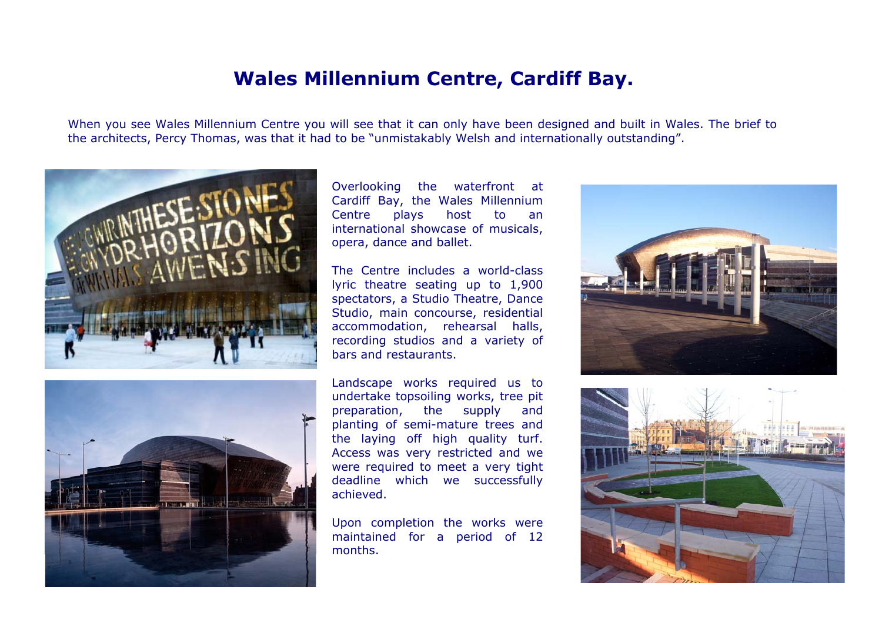# Wales Millennium Centre, Cardiff Bay.

When you see Wales Millennium Centre you will see that it can only have been designed and built in Wales. The brief to the architects, Percy Thomas, was that it had to be "unmistakably Welsh and internationally outstanding".

Overlooking the waterfront at Cardiff Bay, the Wales Millennium Centre plays host to an international showcase of musicals, opera, dance and ballet.

The Centre includes a world-class lyric theatre seating up to 1,900 spectators, a Studio Theatre, Dance Studio, main concourse, residential accommodation, rehearsal halls, recording studios and a variety of bars and restaurants.

Landscape works required us to undertake topsoiling works, tree pit preparation, the supply and planting of semi-mature trees and the laying off high quality turf. Access was very restricted and we were required to meet a very tight deadline which we successfully achieved.

Upon completion the works were maintained for a period of 12 months.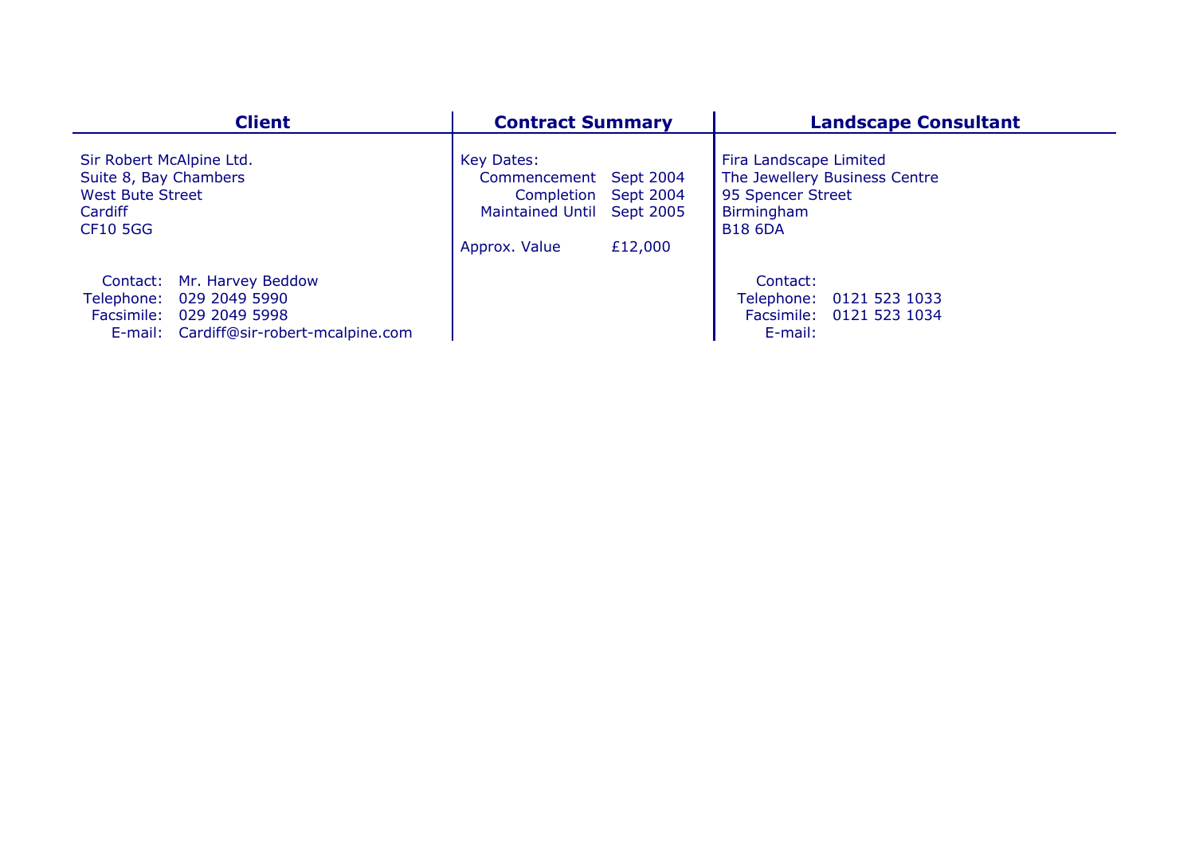| Client | | Contract Summary | | Landscape Consultant | |
|---|---|---|---|---|---|
| Sir Robert McAlpine Ltd. | | Key Dates: | | Fira Landscape Limited | |
| Suite 8, Bay Chambers | | Commencement | Sept 2004 | The Jewellery Business Centre | |
| West Bute Street | | Completion | Sept 2004 | 95 Spencer Street | |
| Cardiff | | Maintained Until | Sept 2005 | Birmingham | |
| CF10 5GG | | | | B18 6DA | |
| | | Approx. Value | £12,000 | | |
| Contact: | Mr. Harvey Beddow | | | Contact: | |
| Telephone: | 029 2049 5990 | | | Telephone: | 0121 523 1033 |
| Facsimile: | 029 2049 5998 | | | Facsimile: | 0121 523 1034 |
| E-mail: | Cardiff@sir-robert-mcalpine.com | | | E-mail: | |